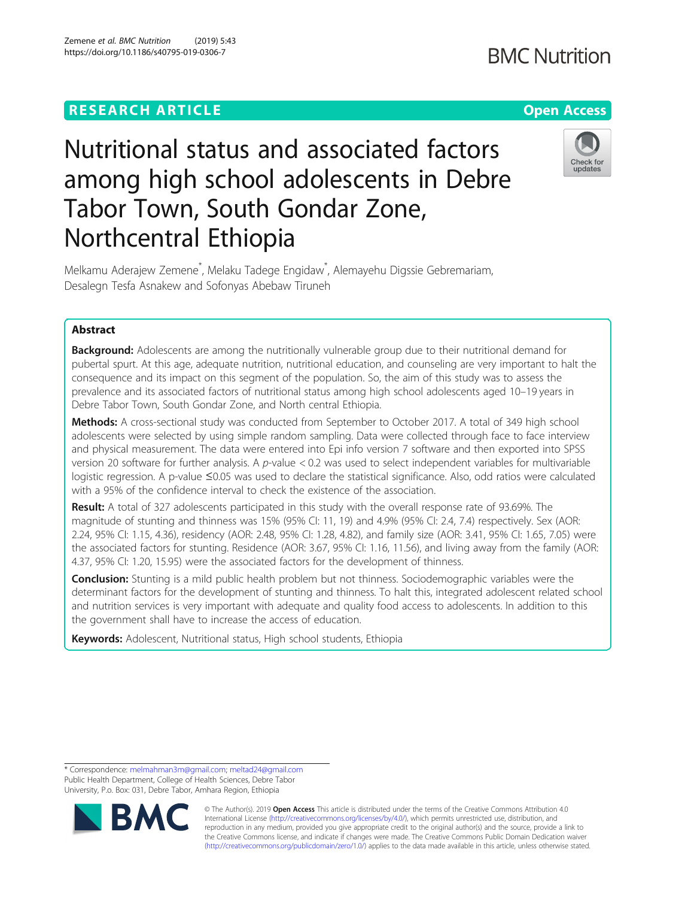RESEARCH ARTICLE

Open Access

# Nutritional status and associated factors among high school adolescents in Debre Tabor Town, South Gondar Zone, Northcentral Ethiopia

Melkamu Aderajew Zemene*, Melaku Tadege Engidaw*, Alemayehu Digssie Gebremariam, Desalegn Tesfa Asnakew and Sofonyas Abebaw Tiruneh

## Abstract

**Background:** Adolescents are among the nutritionally vulnerable group due to their nutritional demand for pubertal spurt. At this age, adequate nutrition, nutritional education, and counseling are very important to halt the consequence and its impact on this segment of the population. So, the aim of this study was to assess the prevalence and its associated factors of nutritional status among high school adolescents aged 10–19 years in Debre Tabor Town, South Gondar Zone, and North central Ethiopia.

**Methods:** A cross-sectional study was conducted from September to October 2017. A total of 349 high school adolescents were selected by using simple random sampling. Data were collected through face to face interview and physical measurement. The data were entered into Epi info version 7 software and then exported into SPSS version 20 software for further analysis. A *p*-value $< 0.2$ was used to select independent variables for multivariable logistic regression. A p-value $\leq 0.05$ was used to declare the statistical significance. Also, odd ratios were calculated with a 95% of the confidence interval to check the existence of the association.

**Result:** A total of 327 adolescents participated in this study with the overall response rate of 93.69%. The magnitude of stunting and thinness was 15% (95% CI: 11, 19) and 4.9% (95% CI: 2.4, 7.4) respectively. Sex (AOR: 2.24, 95% CI: 1.15, 4.36), residency (AOR: 2.48, 95% CI: 1.28, 4.82), and family size (AOR: 3.41, 95% CI: 1.65, 7.05) were the associated factors for stunting. Residence (AOR: 3.67, 95% CI: 1.16, 11.56), and living away from the family (AOR: 4.37, 95% CI: 1.20, 15.95) were the associated factors for the development of thinness.

**Conclusion:** Stunting is a mild public health problem but not thinness. Sociodemographic variables were the determinant factors for the development of stunting and thinness. To halt this, integrated adolescent related school and nutrition services is very important with adequate and quality food access to adolescents. In addition to this the government shall have to increase the access of education.

**Keywords:** Adolescent, Nutritional status, High school students, Ethiopia

* Correspondence: melmahman3m@gmail.com; meltad24@gmail.com
Public Health Department, College of Health Sciences, Debre Tabor University, P.o. Box: 031, Debre Tabor, Amhara Region, Ethiopia

© The Author(s). 2019 **Open Access** This article is distributed under the terms of the Creative Commons Attribution 4.0 International License (http://creativecommons.org/licenses/by/4.0/), which permits unrestricted use, distribution, and reproduction in any medium, provided you give appropriate credit to the original author(s) and the source, provide a link to the Creative Commons license, and indicate if changes were made. The Creative Commons Public Domain Dedication waiver (http://creativecommons.org/publicdomain/zero/1.0/) applies to the data made available in this article, unless otherwise stated.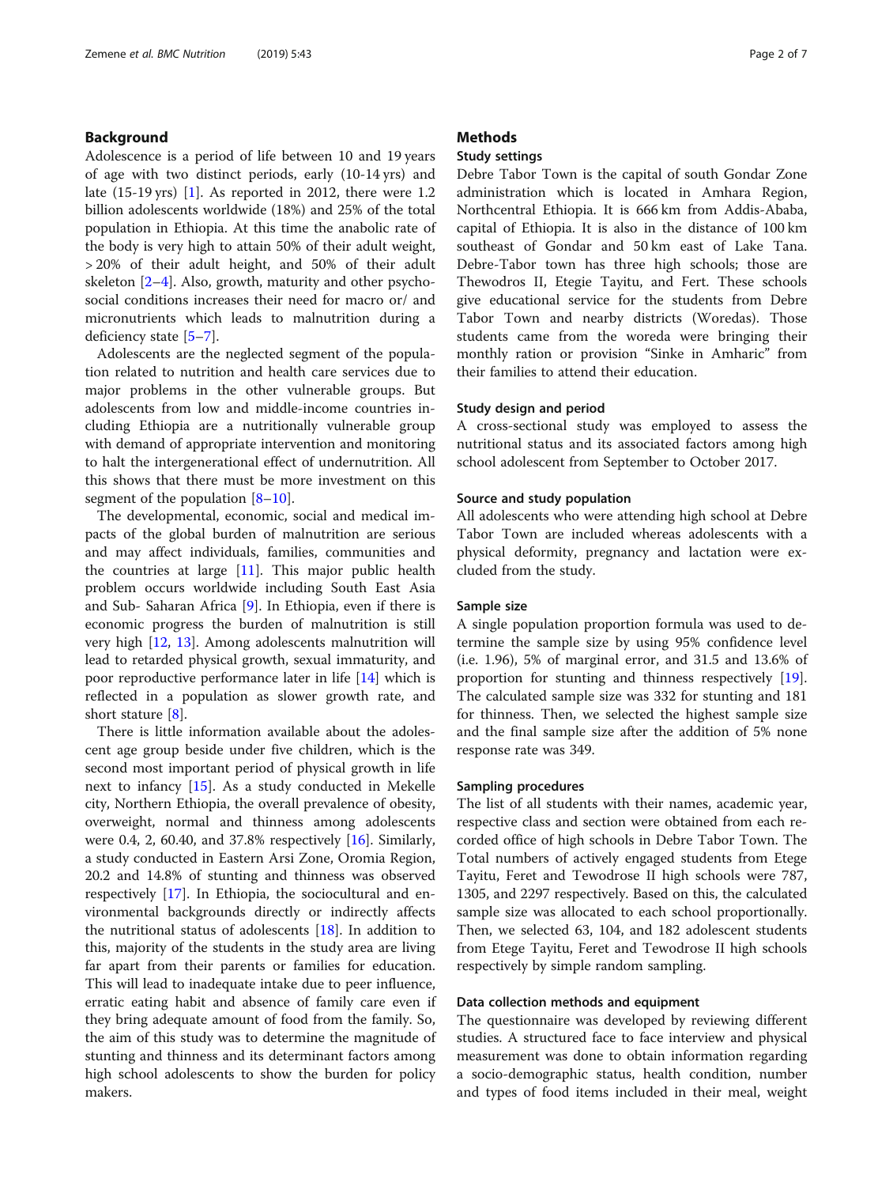## Background

Adolescence is a period of life between 10 and 19 years of age with two distinct periods, early (10-14 yrs) and late (15-19 yrs) [1]. As reported in 2012, there were 1.2 billion adolescents worldwide (18%) and 25% of the total population in Ethiopia. At this time the anabolic rate of the body is very high to attain 50% of their adult weight, > 20% of their adult height, and 50% of their adult skeleton [2–4]. Also, growth, maturity and other psychosocial conditions increases their need for macro or/ and micronutrients which leads to malnutrition during a deficiency state [5–7].

Adolescents are the neglected segment of the population related to nutrition and health care services due to major problems in the other vulnerable groups. But adolescents from low and middle-income countries including Ethiopia are a nutritionally vulnerable group with demand of appropriate intervention and monitoring to halt the intergenerational effect of undernutrition. All this shows that there must be more investment on this segment of the population [8–10].

The developmental, economic, social and medical impacts of the global burden of malnutrition are serious and may affect individuals, families, communities and the countries at large [11]. This major public health problem occurs worldwide including South East Asia and Sub- Saharan Africa [9]. In Ethiopia, even if there is economic progress the burden of malnutrition is still very high [12, 13]. Among adolescents malnutrition will lead to retarded physical growth, sexual immaturity, and poor reproductive performance later in life [14] which is reflected in a population as slower growth rate, and short stature [8].

There is little information available about the adolescent age group beside under five children, which is the second most important period of physical growth in life next to infancy [15]. As a study conducted in Mekelle city, Northern Ethiopia, the overall prevalence of obesity, overweight, normal and thinness among adolescents were 0.4, 2, 60.40, and 37.8% respectively [16]. Similarly, a study conducted in Eastern Arsi Zone, Oromia Region, 20.2 and 14.8% of stunting and thinness was observed respectively [17]. In Ethiopia, the sociocultural and environmental backgrounds directly or indirectly affects the nutritional status of adolescents [18]. In addition to this, majority of the students in the study area are living far apart from their parents or families for education. This will lead to inadequate intake due to peer influence, erratic eating habit and absence of family care even if they bring adequate amount of food from the family. So, the aim of this study was to determine the magnitude of stunting and thinness and its determinant factors among high school adolescents to show the burden for policy makers.

## Methods

### Study settings

Debre Tabor Town is the capital of south Gondar Zone administration which is located in Amhara Region, Northcentral Ethiopia. It is 666 km from Addis-Ababa, capital of Ethiopia. It is also in the distance of 100 km southeast of Gondar and 50 km east of Lake Tana. Debre-Tabor town has three high schools; those are Thewodros II, Etegie Tayitu, and Fert. These schools give educational service for the students from Debre Tabor Town and nearby districts (Woredas). Those students came from the woreda were bringing their monthly ration or provision "Sinke in Amharic" from their families to attend their education.

### Study design and period

A cross-sectional study was employed to assess the nutritional status and its associated factors among high school adolescent from September to October 2017.

### Source and study population

All adolescents who were attending high school at Debre Tabor Town are included whereas adolescents with a physical deformity, pregnancy and lactation were excluded from the study.

### Sample size

A single population proportion formula was used to determine the sample size by using 95% confidence level (i.e. 1.96), 5% of marginal error, and 31.5 and 13.6% of proportion for stunting and thinness respectively [19]. The calculated sample size was 332 for stunting and 181 for thinness. Then, we selected the highest sample size and the final sample size after the addition of 5% none response rate was 349.

### Sampling procedures

The list of all students with their names, academic year, respective class and section were obtained from each recorded office of high schools in Debre Tabor Town. The Total numbers of actively engaged students from Etege Tayitu, Feret and Tewodrose II high schools were 787, 1305, and 2297 respectively. Based on this, the calculated sample size was allocated to each school proportionally. Then, we selected 63, 104, and 182 adolescent students from Etege Tayitu, Feret and Tewodrose II high schools respectively by simple random sampling.

### Data collection methods and equipment

The questionnaire was developed by reviewing different studies. A structured face to face interview and physical measurement was done to obtain information regarding a socio-demographic status, health condition, number and types of food items included in their meal, weight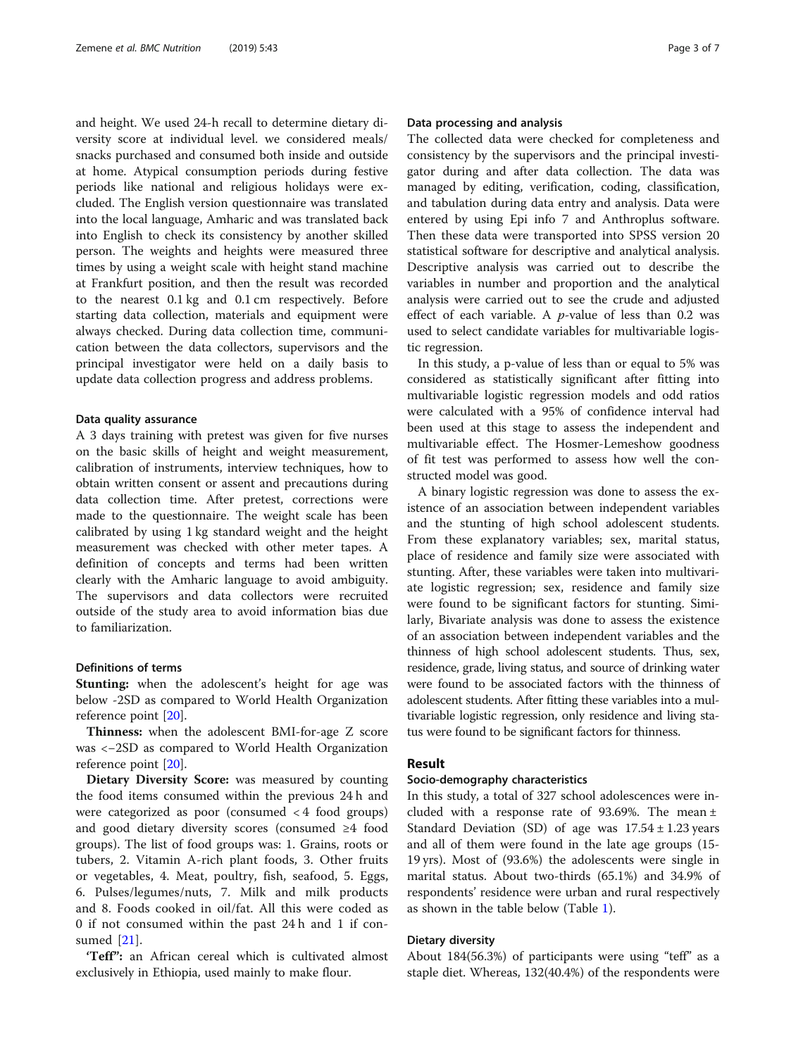and height. We used 24-h recall to determine dietary diversity score at individual level. we considered meals/ snacks purchased and consumed both inside and outside at home. Atypical consumption periods during festive periods like national and religious holidays were excluded. The English version questionnaire was translated into the local language, Amharic and was translated back into English to check its consistency by another skilled person. The weights and heights were measured three times by using a weight scale with height stand machine at Frankfurt position, and then the result was recorded to the nearest 0.1 kg and 0.1 cm respectively. Before starting data collection, materials and equipment were always checked. During data collection time, communication between the data collectors, supervisors and the principal investigator were held on a daily basis to update data collection progress and address problems.

### Data quality assurance

A 3 days training with pretest was given for five nurses on the basic skills of height and weight measurement, calibration of instruments, interview techniques, how to obtain written consent or assent and precautions during data collection time. After pretest, corrections were made to the questionnaire. The weight scale has been calibrated by using 1 kg standard weight and the height measurement was checked with other meter tapes. A definition of concepts and terms had been written clearly with the Amharic language to avoid ambiguity. The supervisors and data collectors were recruited outside of the study area to avoid information bias due to familiarization.

### Definitions of terms

**Stunting:** when the adolescent's height for age was below -2SD as compared to World Health Organization reference point [20].

**Thinness:** when the adolescent BMI-for-age Z score was <−2SD as compared to World Health Organization reference point [20].

**Dietary Diversity Score:** was measured by counting the food items consumed within the previous 24 h and were categorized as poor (consumed < 4 food groups) and good dietary diversity scores (consumed ≥4 food groups). The list of food groups was: 1. Grains, roots or tubers, 2. Vitamin A-rich plant foods, 3. Other fruits or vegetables, 4. Meat, poultry, fish, seafood, 5. Eggs, 6. Pulses/legumes/nuts, 7. Milk and milk products and 8. Foods cooked in oil/fat. All this were coded as 0 if not consumed within the past 24 h and 1 if consumed [21].

**'Teff':** an African cereal which is cultivated almost exclusively in Ethiopia, used mainly to make flour.

### Data processing and analysis

The collected data were checked for completeness and consistency by the supervisors and the principal investigator during and after data collection. The data was managed by editing, verification, coding, classification, and tabulation during data entry and analysis. Data were entered by using Epi info 7 and Anthroplus software. Then these data were transported into SPSS version 20 statistical software for descriptive and analytical analysis. Descriptive analysis was carried out to describe the variables in number and proportion and the analytical analysis were carried out to see the crude and adjusted effect of each variable. A *p*-value of less than 0.2 was used to select candidate variables for multivariable logistic regression.

In this study, a p-value of less than or equal to 5% was considered as statistically significant after fitting into multivariable logistic regression models and odd ratios were calculated with a 95% of confidence interval had been used at this stage to assess the independent and multivariable effect. The Hosmer-Lemeshow goodness of fit test was performed to assess how well the constructed model was good.

A binary logistic regression was done to assess the existence of an association between independent variables and the stunting of high school adolescent students. From these explanatory variables; sex, marital status, place of residence and family size were associated with stunting. After, these variables were taken into multivariate logistic regression; sex, residence and family size were found to be significant factors for stunting. Similarly, Bivariate analysis was done to assess the existence of an association between independent variables and the thinness of high school adolescent students. Thus, sex, residence, grade, living status, and source of drinking water were found to be associated factors with the thinness of adolescent students. After fitting these variables into a multivariable logistic regression, only residence and living status were found to be significant factors for thinness.

## Result

### Socio-demography characteristics

In this study, a total of 327 school adolescences were included with a response rate of 93.69%. The mean ± Standard Deviation (SD) of age was 17.54 ± 1.23 years and all of them were found in the late age groups (15-19 yrs). Most of (93.6%) the adolescents were single in marital status. About two-thirds (65.1%) and 34.9% of respondents' residence were urban and rural respectively as shown in the table below (Table 1).

### Dietary diversity

About 184(56.3%) of participants were using "teff" as a staple diet. Whereas, 132(40.4%) of the respondents were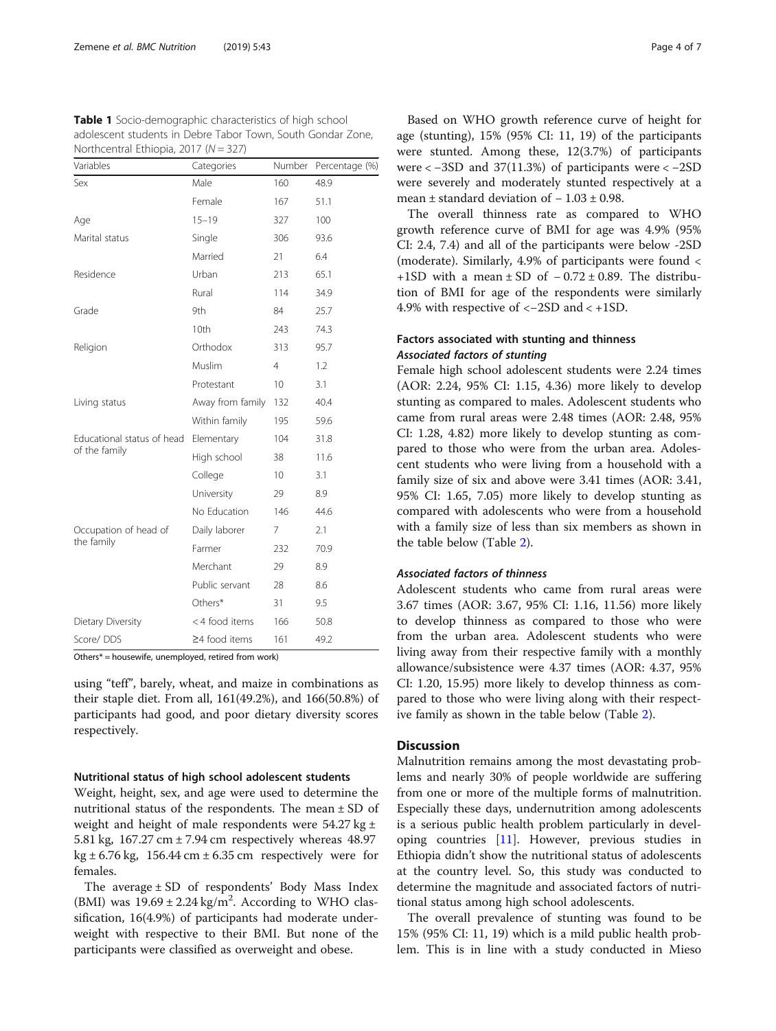**Table 1** Socio-demographic characteristics of high school adolescent students in Debre Tabor Town, South Gondar Zone, Northcentral Ethiopia, 2017 (N = 327)

| Variables | Categories | Number | Percentage (%) |
|---|---|---|---|
| Sex | Male | 160 | 48.9 |
| | Female | 167 | 51.1 |
| Age | 15–19 | 327 | 100 |
| Marital status | Single | 306 | 93.6 |
| | Married | 21 | 6.4 |
| Residence | Urban | 213 | 65.1 |
| | Rural | 114 | 34.9 |
| Grade | 9th | 84 | 25.7 |
| | 10th | 243 | 74.3 |
| Religion | Orthodox | 313 | 95.7 |
| | Muslim | 4 | 1.2 |
| | Protestant | 10 | 3.1 |
| Living status | Away from family | 132 | 40.4 |
| | Within family | 195 | 59.6 |
| Educational status of head of the family | Elementary | 104 | 31.8 |
| | High school | 38 | 11.6 |
| | College | 10 | 3.1 |
| | University | 29 | 8.9 |
| | No Education | 146 | 44.6 |
| Occupation of head of the family | Daily laborer | 7 | 2.1 |
| | Farmer | 232 | 70.9 |
| | Merchant | 29 | 8.9 |
| | Public servant | 28 | 8.6 |
| | Others* | 31 | 9.5 |
| Dietary Diversity Score/ DDS | < 4 food items | 166 | 50.8 |
| | ≥4 food items | 161 | 49.2 |

Others* = housewife, unemployed, retired from work)

using "teff", barely, wheat, and maize in combinations as their staple diet. From all, 161(49.2%), and 166(50.8%) of participants had good, and poor dietary diversity scores respectively.

#### Nutritional status of high school adolescent students

Weight, height, sex, and age were used to determine the nutritional status of the respondents. The mean ± SD of weight and height of male respondents were 54.27 kg ± 5.81 kg, 167.27 cm ± 7.94 cm respectively whereas 48.97 kg ± 6.76 kg, 156.44 cm ± 6.35 cm respectively were for females.

The average ± SD of respondents' Body Mass Index (BMI) was $19.69 \pm 2.24\,kg/m^2$. According to WHO classification, 16(4.9%) of participants had moderate underweight with respective to their BMI. But none of the participants were classified as overweight and obese.

Based on WHO growth reference curve of height for age (stunting), 15% (95% CI: 11, 19) of the participants were stunted. Among these, 12(3.7%) of participants were < −3SD and 37(11.3%) of participants were < −2SD were severely and moderately stunted respectively at a mean ± standard deviation of − 1.03 ± 0.98.

The overall thinness rate as compared to WHO growth reference curve of BMI for age was 4.9% (95% CI: 2.4, 7.4) and all of the participants were below -2SD (moderate). Similarly, 4.9% of participants were found < +1SD with a mean ± SD of − 0.72 ± 0.89. The distribution of BMI for age of the respondents were similarly 4.9% with respective of <−2SD and < +1SD.

#### Factors associated with stunting and thinness

##### *Associated factors of stunting*

Female high school adolescent students were 2.24 times (AOR: 2.24, 95% CI: 1.15, 4.36) more likely to develop stunting as compared to males. Adolescent students who came from rural areas were 2.48 times (AOR: 2.48, 95% CI: 1.28, 4.82) more likely to develop stunting as compared to those who were from the urban area. Adolescent students who were living from a household with a family size of six and above were 3.41 times (AOR: 3.41, 95% CI: 1.65, 7.05) more likely to develop stunting as compared with adolescents who were from a household with a family size of less than six members as shown in the table below (Table 2).

##### *Associated factors of thinness*

Adolescent students who came from rural areas were 3.67 times (AOR: 3.67, 95% CI: 1.16, 11.56) more likely to develop thinness as compared to those who were from the urban area. Adolescent students who were living away from their respective family with a monthly allowance/subsistence were 4.37 times (AOR: 4.37, 95% CI: 1.20, 15.95) more likely to develop thinness as compared to those who were living along with their respective family as shown in the table below (Table 2).

## Discussion

Malnutrition remains among the most devastating problems and nearly 30% of people worldwide are suffering from one or more of the multiple forms of malnutrition. Especially these days, undernutrition among adolescents is a serious public health problem particularly in developing countries [11]. However, previous studies in Ethiopia didn't show the nutritional status of adolescents at the country level. So, this study was conducted to determine the magnitude and associated factors of nutritional status among high school adolescents.

The overall prevalence of stunting was found to be 15% (95% CI: 11, 19) which is a mild public health problem. This is in line with a study conducted in Mieso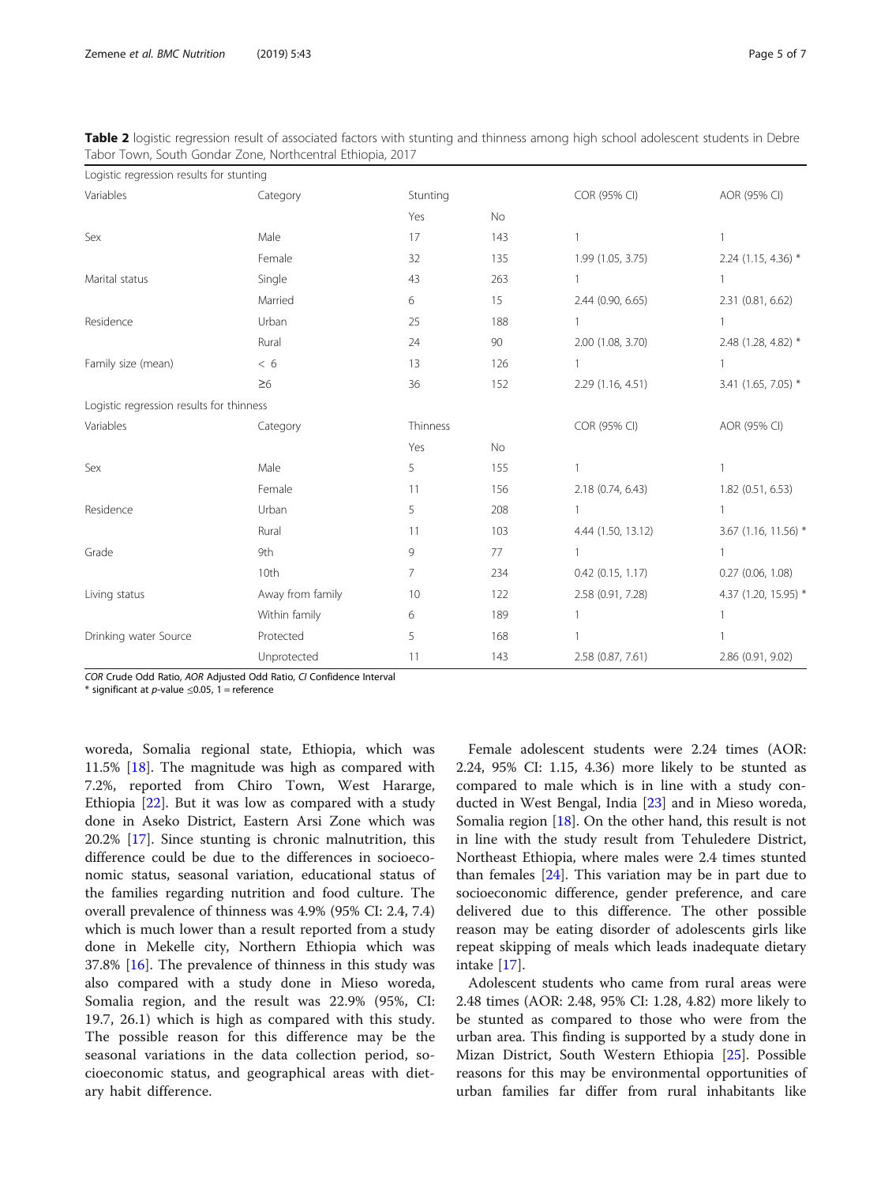**Table 2** logistic regression result of associated factors with stunting and thinness among high school adolescent students in Debre Tabor Town, South Gondar Zone, Northcentral Ethiopia, 2017

| Logistic regression results for stunting | | | | | |
|---|---|---|---|---|---|
| Variables | Category | Stunting | | COR (95% CI) | AOR (95% CI) |
| | | Yes | No | | |
| Sex | Male | 17 | 143 | 1 | 1 |
| | Female | 32 | 135 | 1.99 (1.05, 3.75) | 2.24 (1.15, 4.36) * |
| Marital status | Single | 43 | 263 | 1 | 1 |
| | Married | 6 | 15 | 2.44 (0.90, 6.65) | 2.31 (0.81, 6.62) |
| Residence | Urban | 25 | 188 | 1 | 1 |
| | Rural | 24 | 90 | 2.00 (1.08, 3.70) | 2.48 (1.28, 4.82) * |
| Family size (mean) | < 6 | 13 | 126 | 1 | 1 |
| | ≥6 | 36 | 152 | 2.29 (1.16, 4.51) | 3.41 (1.65, 7.05) * |
| **Logistic regression results for thinness** | | | | | |
| Variables | Category | Thinness | | COR (95% CI) | AOR (95% CI) |
| | | Yes | No | | |
| Sex | Male | 5 | 155 | 1 | 1 |
| | Female | 11 | 156 | 2.18 (0.74, 6.43) | 1.82 (0.51, 6.53) |
| Residence | Urban | 5 | 208 | 1 | 1 |
| | Rural | 11 | 103 | 4.44 (1.50, 13.12) | 3.67 (1.16, 11.56) * |
| Grade | 9th | 9 | 77 | 1 | 1 |
| | 10th | 7 | 234 | 0.42 (0.15, 1.17) | 0.27 (0.06, 1.08) |
| Living status | Away from family | 10 | 122 | 2.58 (0.91, 7.28) | 4.37 (1.20, 15.95) * |
| | Within family | 6 | 189 | 1 | 1 |
| Drinking water Source | Protected | 5 | 168 | 1 | 1 |
| | Unprotected | 11 | 143 | 2.58 (0.87, 7.61) | 2.86 (0.91, 9.02) |

*COR* Crude Odd Ratio, *AOR* Adjusted Odd Ratio, *CI* Confidence Interval
* significant at *p*-value ≤0.05, 1 = reference

woreda, Somalia regional state, Ethiopia, which was 11.5% [18]. The magnitude was high as compared with 7.2%, reported from Chiro Town, West Hararge, Ethiopia [22]. But it was low as compared with a study done in Aseko District, Eastern Arsi Zone which was 20.2% [17]. Since stunting is chronic malnutrition, this difference could be due to the differences in socioeconomic status, seasonal variation, educational status of the families regarding nutrition and food culture. The overall prevalence of thinness was 4.9% (95% CI: 2.4, 7.4) which is much lower than a result reported from a study done in Mekelle city, Northern Ethiopia which was 37.8% [16]. The prevalence of thinness in this study was also compared with a study done in Mieso woreda, Somalia region, and the result was 22.9% (95%, CI: 19.7, 26.1) which is high as compared with this study. The possible reason for this difference may be the seasonal variations in the data collection period, socioeconomic status, and geographical areas with dietary habit difference.

Female adolescent students were 2.24 times (AOR: 2.24, 95% CI: 1.15, 4.36) more likely to be stunted as compared to male which is in line with a study conducted in West Bengal, India [23] and in Mieso woreda, Somalia region [18]. On the other hand, this result is not in line with the study result from Tehuledere District, Northeast Ethiopia, where males were 2.4 times stunted than females [24]. This variation may be in part due to socioeconomic difference, gender preference, and care delivered due to this difference. The other possible reason may be eating disorder of adolescents girls like repeat skipping of meals which leads inadequate dietary intake [17].

Adolescent students who came from rural areas were 2.48 times (AOR: 2.48, 95% CI: 1.28, 4.82) more likely to be stunted as compared to those who were from the urban area. This finding is supported by a study done in Mizan District, South Western Ethiopia [25]. Possible reasons for this may be environmental opportunities of urban families far differ from rural inhabitants like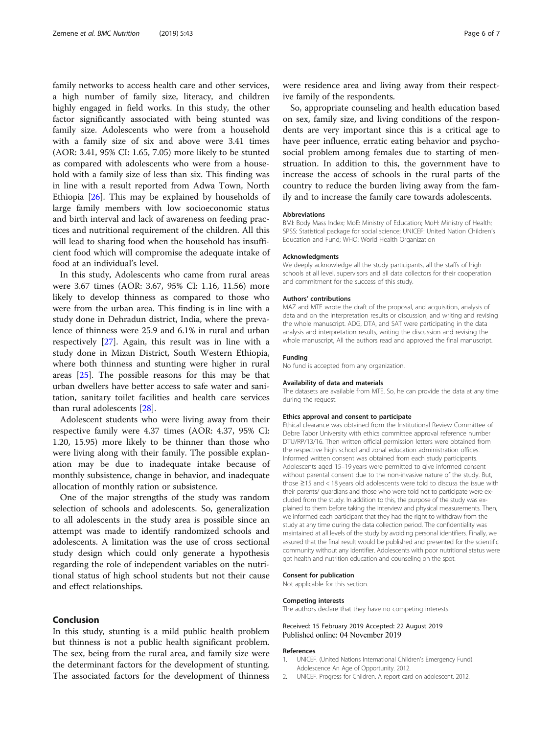family networks to access health care and other services, a high number of family size, literacy, and children highly engaged in field works. In this study, the other factor significantly associated with being stunted was family size. Adolescents who were from a household with a family size of six and above were 3.41 times (AOR: 3.41, 95% CI: 1.65, 7.05) more likely to be stunted as compared with adolescents who were from a household with a family size of less than six. This finding was in line with a result reported from Adwa Town, North Ethiopia [26]. This may be explained by households of large family members with low socioeconomic status and birth interval and lack of awareness on feeding practices and nutritional requirement of the children. All this will lead to sharing food when the household has insufficient food which will compromise the adequate intake of food at an individual's level.

In this study, Adolescents who came from rural areas were 3.67 times (AOR: 3.67, 95% CI: 1.16, 11.56) more likely to develop thinness as compared to those who were from the urban area. This finding is in line with a study done in Dehradun district, India, where the prevalence of thinness were 25.9 and 6.1% in rural and urban respectively [27]. Again, this result was in line with a study done in Mizan District, South Western Ethiopia, where both thinness and stunting were higher in rural areas [25]. The possible reasons for this may be that urban dwellers have better access to safe water and sanitation, sanitary toilet facilities and health care services than rural adolescents [28].

Adolescent students who were living away from their respective family were 4.37 times (AOR: 4.37, 95% CI: 1.20, 15.95) more likely to be thinner than those who were living along with their family. The possible explanation may be due to inadequate intake because of monthly subsistence, change in behavior, and inadequate allocation of monthly ration or subsistence.

One of the major strengths of the study was random selection of schools and adolescents. So, generalization to all adolescents in the study area is possible since an attempt was made to identify randomized schools and adolescents. A limitation was the use of cross sectional study design which could only generate a hypothesis regarding the role of independent variables on the nutritional status of high school students but not their cause and effect relationships.

## Conclusion

In this study, stunting is a mild public health problem but thinness is not a public health significant problem. The sex, being from the rural area, and family size were the determinant factors for the development of stunting. The associated factors for the development of thinness were residence area and living away from their respective family of the respondents.

So, appropriate counseling and health education based on sex, family size, and living conditions of the respondents are very important since this is a critical age to have peer influence, erratic eating behavior and psychosocial problem among females due to starting of menstruation. In addition to this, the government have to increase the access of schools in the rural parts of the country to reduce the burden living away from the family and to increase the family care towards adolescents.

#### Abbreviations

BMI: Body Mass Index; MoE: Ministry of Education; MoH: Ministry of Health; SPSS: Statistical package for social science; UNICEF: United Nation Children's Education and Fund; WHO: World Health Organization

#### Acknowledgments

We deeply acknowledge all the study participants, all the staffs of high schools at all level, supervisors and all data collectors for their cooperation and commitment for the success of this study.

#### Authors' contributions

MAZ and MTE wrote the draft of the proposal, and acquisition, analysis of data and on the interpretation results or discussion, and writing and revising the whole manuscript. ADG, DTA, and SAT were participating in the data analysis and interpretation results, writing the discussion and revising the whole manuscript, All the authors read and approved the final manuscript.

#### Funding

No fund is accepted from any organization.

#### Availability of data and materials

The datasets are available from MTE. So, he can provide the data at any time during the request.

#### Ethics approval and consent to participate

Ethical clearance was obtained from the Institutional Review Committee of Debre Tabor University with ethics committee approval reference number DTU/RP/13/16. Then written official permission letters were obtained from the respective high school and zonal education administration offices. Informed written consent was obtained from each study participants. Adolescents aged 15–19 years were permitted to give informed consent without parental consent due to the non-invasive nature of the study. But, those ≥15 and < 18 years old adolescents were told to discuss the issue with their parents/ guardians and those who were told not to participate were excluded from the study. In addition to this, the purpose of the study was explained to them before taking the interview and physical measurements. Then, we informed each participant that they had the right to withdraw from the study at any time during the data collection period. The confidentiality was maintained at all levels of the study by avoiding personal identifiers. Finally, we assured that the final result would be published and presented for the scientific community without any identifier. Adolescents with poor nutritional status were got health and nutrition education and counseling on the spot.

#### Consent for publication

Not applicable for this section.

#### Competing interests

The authors declare that they have no competing interests.

Received: 15 February 2019 Accepted: 22 August 2019
Published online: 04 November 2019

#### References

1. UNICEF. (United Nations International Children's Emergency Fund). Adolescence An Age of Opportunity. 2012.
2. UNICEF. Progress for Children. A report card on adolescent. 2012.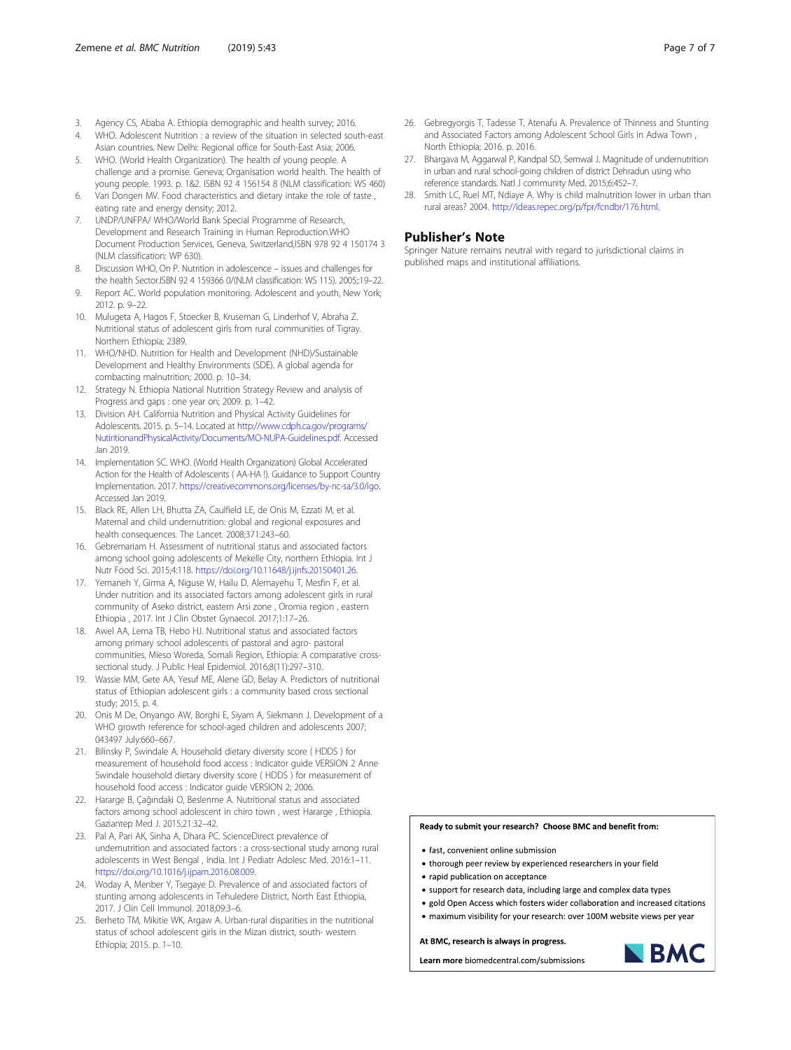3. Agency CS, Ababa A. Ethiopia demographic and health survey; 2016.
4. WHO. Adolescent Nutrition : a review of the situation in selected south-east Asian countries. New Delhi: Regional office for South-East Asia; 2006.
5. WHO. (World Health Organization). The health of young people. A challenge and a promise. Geneva; Organisation world health. The health of young people. 1993. p. 1&2. ISBN 92 4 156154 8 (NLM classification: WS 460)
6. Van Dongen MV. Food characteristics and dietary intake the role of taste , eating rate and energy density; 2012.
7. UNDP/UNFPA/ WHO/World Bank Special Programme of Research, Development and Research Training in Human Reproduction.WHO Document Production Services, Geneva, Switzerland,ISBN 978 92 4 150174 3 (NLM classification: WP 630).
8. Discussion WHO, On P. Nutrition in adolescence – issues and challenges for the health Sector.ISBN 92 4 159366 0/(NLM classification: WS 115). 2005;:19–22.
9. Report AC. World population monitoring. Adolescent and youth, New York; 2012. p. 9–22.
10. Mulugeta A, Hagos F, Stoecker B, Kruseman G, Linderhof V, Abraha Z. Nutritional status of adolescent girls from rural communities of Tigray. Northern Ethiopia; 2389.
11. WHO/NHD. Nutrition for Health and Development (NHD)/Sustainable Development and Healthy Environments (SDE). A global agenda for combacting malnutrition; 2000. p. 10–34.
12. Strategy N. Ethiopia National Nutrition Strategy Review and analysis of Progress and gaps : one year on; 2009. p. 1–42.
13. Division AH. California Nutrition and Physical Activity Guidelines for Adolescents. 2015. p. 5–14. Located at http://www.cdph.ca.gov/programs/NutiritionandPhysicalActivity/Documents/MO-NUPA-Guidelines.pdf. Accessed Jan 2019.
14. Implementation SC. WHO. (World Health Organization) Global Accelerated Action for the Health of Adolescents ( AA-HA !). Guidance to Support Country Implementation. 2017. https://creativecommons.org/licenses/by-nc-sa/3.0/igo. Accessed Jan 2019.
15. Black RE, Allen LH, Bhutta ZA, Caulfield LE, de Onis M, Ezzati M, et al. Maternal and child undernutrition: global and regional exposures and health consequences. The Lancet. 2008;371:243–60.
16. Gebremariam H. Assessment of nutritional status and associated factors among school going adolescents of Mekelle City, northern Ethiopia. Int J Nutr Food Sci. 2015;4:118. https://doi.org/10.11648/j.ijnfs.20150401.26.
17. Yemaneh Y, Girma A, Niguse W, Hailu D, Alemayehu T, Mesfin F, et al. Under nutrition and its associated factors among adolescent girls in rural community of Aseko district, eastern Arsi zone , Oromia region , eastern Ethiopia , 2017. Int J Clin Obstet Gynaecol. 2017;1:17–26.
18. Awel AA, Lema TB, Hebo HJ. Nutritional status and associated factors among primary school adolescents of pastoral and agro- pastoral communities, Mieso Woreda, Somali Region, Ethiopia: A comparative cross-sectional study. J Public Heal Epidemiol. 2016;8(11):297–310.
19. Wassie MM, Gete AA, Yesuf ME, Alene GD, Belay A. Predictors of nutritional status of Ethiopian adolescent girls : a community based cross sectional study; 2015. p. 4.
20. Onis M De, Onyango AW, Borghi E, Siyam A, Siekmann J. Development of a WHO growth reference for school-aged children and adolescents 2007; 043497 July:660–667.
21. Bilinsky P, Swindale A. Household dietary diversity score ( HDDS ) for measurement of household food access : Indicator guide VERSION 2 Anne Swindale household dietary diversity score ( HDDS ) for measurement of household food access : Indicator guide VERSION 2; 2006.
22. Hararge B, Çağındaki O, Beslenme A. Nutritional status and associated factors among school adolescent in chiro town , west Hararge , Ethiopia. Gaziantep Med J. 2015;21:32–42.
23. Pal A, Pari AK, Sinha A, Dhara PC. ScienceDirect prevalence of undernutrition and associated factors : a cross-sectional study among rural adolescents in West Bengal , India. Int J Pediatr Adolesc Med. 2016:1–11. https://doi.org/10.1016/j.ijpam.2016.08.009.
24. Woday A, Menber Y, Tsegaye D. Prevalence of and associated factors of stunting among adolescents in Tehuledere District, North East Ethiopia, 2017. J Clin Cell Immunol. 2018;09:3–6.
25. Berheto TM, Mikitie WK, Argaw A. Urban-rural disparities in the nutritional status of school adolescent girls in the Mizan district, south- western Ethiopia; 2015. p. 1–10.
26. Gebregyorgis T, Tadesse T, Atenafu A. Prevalence of Thinness and Stunting and Associated Factors among Adolescent School Girls in Adwa Town , North Ethiopia; 2016. p. 2016.
27. Bhargava M, Aggarwal P, Kandpal SD, Semwal J. Magnitude of undernutrition in urban and rural school-going children of district Dehradun using who reference standards. Natl J community Med. 2015;6:452–7.
28. Smith LC, Ruel MT, Ndiaye A. Why is child malnutrition lower in urban than rural areas? 2004. http://ideas.repec.org/p/fpr/fcndbr/176.html.

## Publisher's Note

Springer Nature remains neutral with regard to jurisdictional claims in published maps and institutional affiliations.

**Ready to submit your research? Choose BMC and benefit from:**

- fast, convenient online submission
- thorough peer review by experienced researchers in your field
- rapid publication on acceptance
- support for research data, including large and complex data types
- gold Open Access which fosters wider collaboration and increased citations
- maximum visibility for your research: over 100M website views per year

**At BMC, research is always in progress.**

**Learn more** biomedcentral.com/submissions

BMC